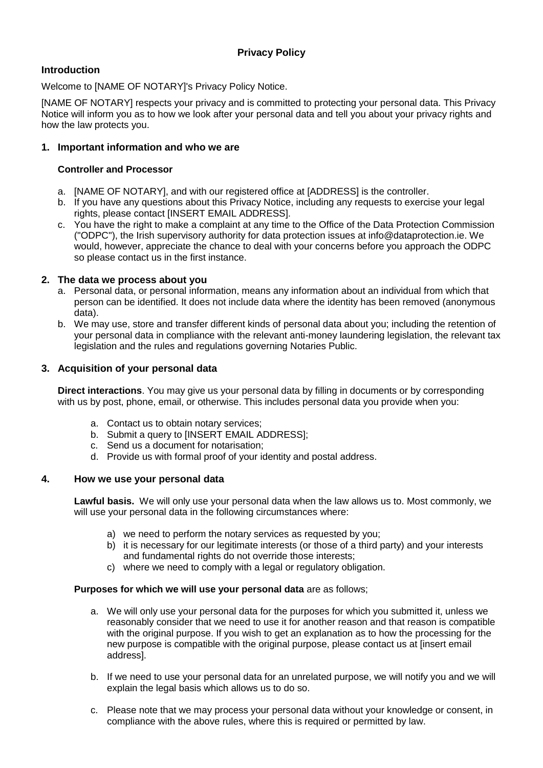# Privacy Policy

## Introduction

Welcome to [NAME OF NOTARY]'s Privacy Policy Notice.

[NAME OF NOTARY] respects your privacy and is committed to protecting your personal data. This Privacy Notice will inform you as to how we look after your personal data and tell you about your privacy rights and how the law protects you.

## 1. Important information and who we are

### Controller and Processor

a. [NAME OF NOTARY], and with our registered office at [ADDRESS] is the controller.
b. If you have any questions about this Privacy Notice, including any requests to exercise your legal rights, please contact [INSERT EMAIL ADDRESS].
c. You have the right to make a complaint at any time to the Office of the Data Protection Commission ("ODPC"), the Irish supervisory authority for data protection issues at info@dataprotection.ie. We would, however, appreciate the chance to deal with your concerns before you approach the ODPC so please contact us in the first instance.

## 2. The data we process about you

a. Personal data, or personal information, means any information about an individual from which that person can be identified. It does not include data where the identity has been removed (anonymous data).
b. We may use, store and transfer different kinds of personal data about you; including the retention of your personal data in compliance with the relevant anti-money laundering legislation, the relevant tax legislation and the rules and regulations governing Notaries Public.

## 3. Acquisition of your personal data

**Direct interactions**. You may give us your personal data by filling in documents or by corresponding with us by post, phone, email, or otherwise. This includes personal data you provide when you:

a. Contact us to obtain notary services;
b. Submit a query to [INSERT EMAIL ADDRESS];
c. Send us a document for notarisation;
d. Provide us with formal proof of your identity and postal address.

## 4. How we use your personal data

**Lawful basis.** We will only use your personal data when the law allows us to. Most commonly, we will use your personal data in the following circumstances where:

a) we need to perform the notary services as requested by you;
b) it is necessary for our legitimate interests (or those of a third party) and your interests and fundamental rights do not override those interests;
c) where we need to comply with a legal or regulatory obligation.

**Purposes for which we will use your personal data** are as follows;

a. We will only use your personal data for the purposes for which you submitted it, unless we reasonably consider that we need to use it for another reason and that reason is compatible with the original purpose. If you wish to get an explanation as to how the processing for the new purpose is compatible with the original purpose, please contact us at [insert email address].

b. If we need to use your personal data for an unrelated purpose, we will notify you and we will explain the legal basis which allows us to do so.

c. Please note that we may process your personal data without your knowledge or consent, in compliance with the above rules, where this is required or permitted by law.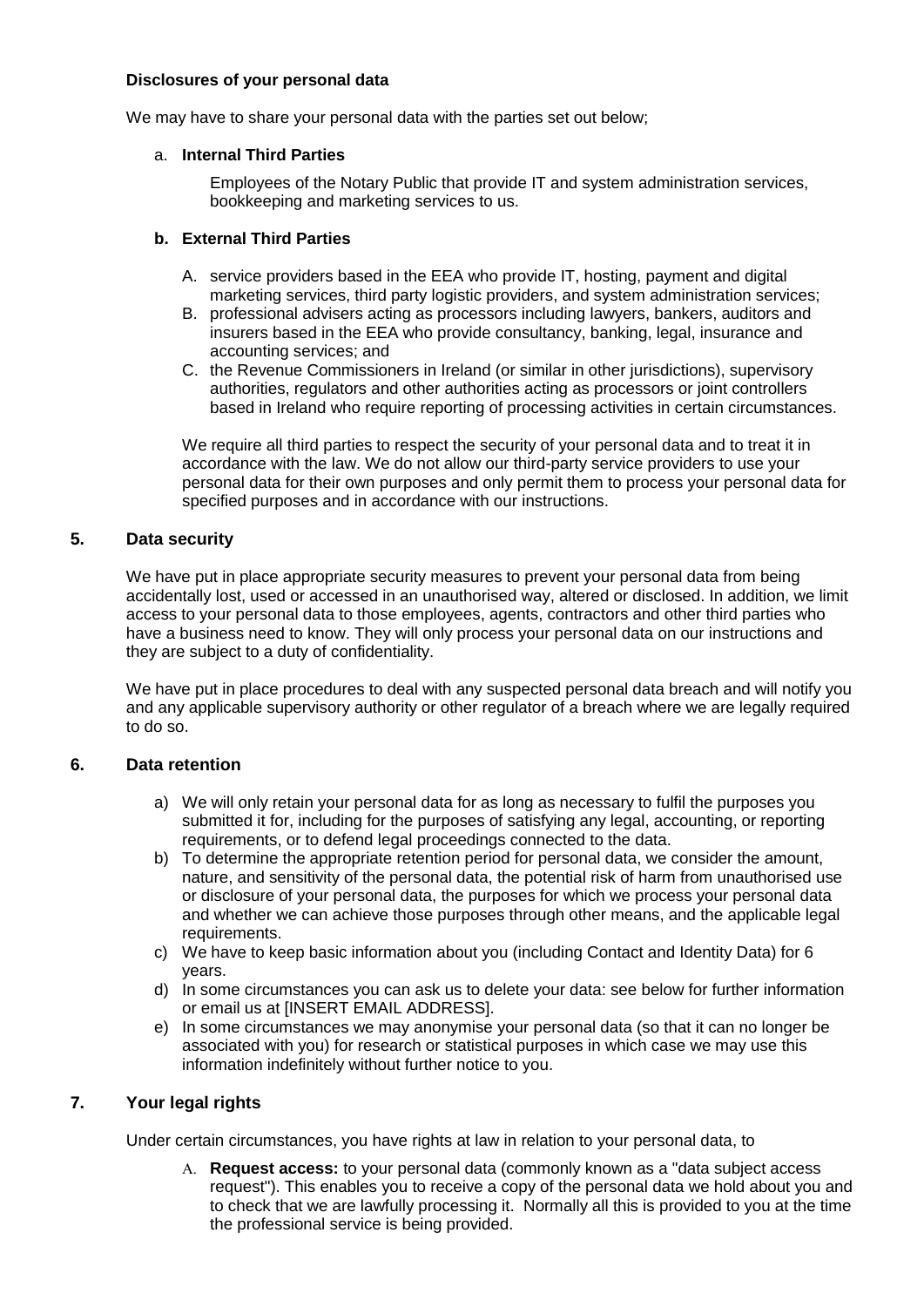**Disclosures of your personal data**

We may have to share your personal data with the parties set out below;

a. **Internal Third Parties**

   Employees of the Notary Public that provide IT and system administration services, bookkeeping and marketing services to us.

**b. External Third Parties**

   A. service providers based in the EEA who provide IT, hosting, payment and digital marketing services, third party logistic providers, and system administration services;
   B. professional advisers acting as processors including lawyers, bankers, auditors and insurers based in the EEA who provide consultancy, banking, legal, insurance and accounting services; and
   C. the Revenue Commissioners in Ireland (or similar in other jurisdictions), supervisory authorities, regulators and other authorities acting as processors or joint controllers based in Ireland who require reporting of processing activities in certain circumstances.

   We require all third parties to respect the security of your personal data and to treat it in accordance with the law. We do not allow our third-party service providers to use your personal data for their own purposes and only permit them to process your personal data for specified purposes and in accordance with our instructions.

## 5. Data security

We have put in place appropriate security measures to prevent your personal data from being accidentally lost, used or accessed in an unauthorised way, altered or disclosed. In addition, we limit access to your personal data to those employees, agents, contractors and other third parties who have a business need to know. They will only process your personal data on our instructions and they are subject to a duty of confidentiality.

We have put in place procedures to deal with any suspected personal data breach and will notify you and any applicable supervisory authority or other regulator of a breach where we are legally required to do so.

## 6. Data retention

a) We will only retain your personal data for as long as necessary to fulfil the purposes you submitted it for, including for the purposes of satisfying any legal, accounting, or reporting requirements, or to defend legal proceedings connected to the data.
b) To determine the appropriate retention period for personal data, we consider the amount, nature, and sensitivity of the personal data, the potential risk of harm from unauthorised use or disclosure of your personal data, the purposes for which we process your personal data and whether we can achieve those purposes through other means, and the applicable legal requirements.
c) We have to keep basic information about you (including Contact and Identity Data) for 6 years.
d) In some circumstances you can ask us to delete your data: see below for further information or email us at [INSERT EMAIL ADDRESS].
e) In some circumstances we may anonymise your personal data (so that it can no longer be associated with you) for research or statistical purposes in which case we may use this information indefinitely without further notice to you.

## 7. Your legal rights

Under certain circumstances, you have rights at law in relation to your personal data, to

   A. **Request access:** to your personal data (commonly known as a "data subject access request"). This enables you to receive a copy of the personal data we hold about you and to check that we are lawfully processing it. Normally all this is provided to you at the time the professional service is being provided.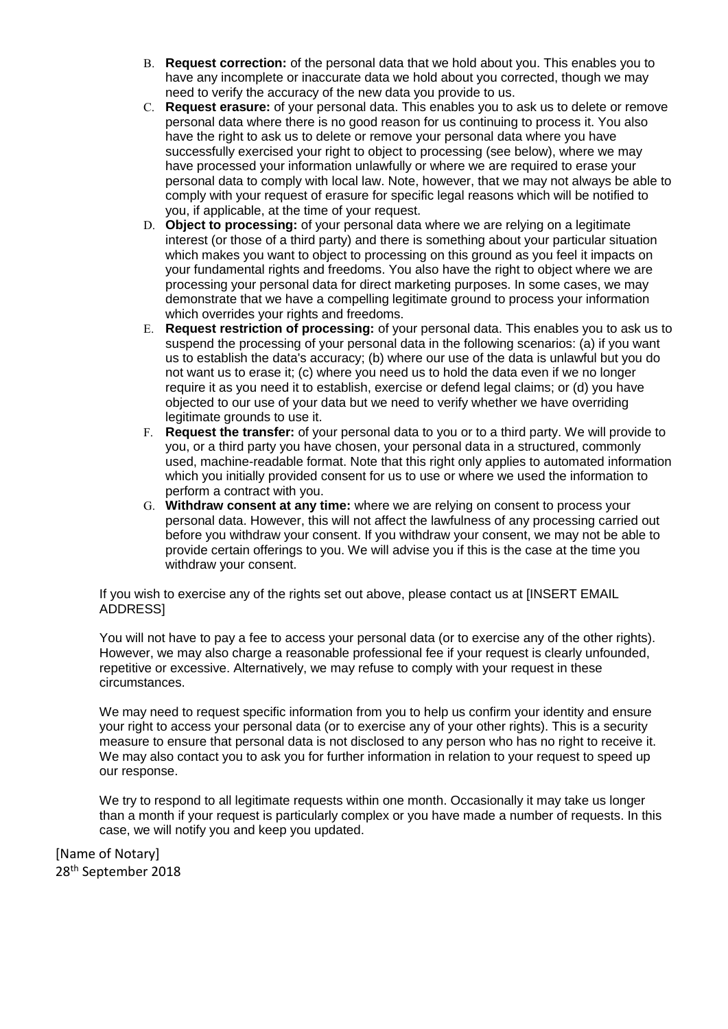B. **Request correction:** of the personal data that we hold about you. This enables you to have any incomplete or inaccurate data we hold about you corrected, though we may need to verify the accuracy of the new data you provide to us.
C. **Request erasure:** of your personal data. This enables you to ask us to delete or remove personal data where there is no good reason for us continuing to process it. You also have the right to ask us to delete or remove your personal data where you have successfully exercised your right to object to processing (see below), where we may have processed your information unlawfully or where we are required to erase your personal data to comply with local law. Note, however, that we may not always be able to comply with your request of erasure for specific legal reasons which will be notified to you, if applicable, at the time of your request.
D. **Object to processing:** of your personal data where we are relying on a legitimate interest (or those of a third party) and there is something about your particular situation which makes you want to object to processing on this ground as you feel it impacts on your fundamental rights and freedoms. You also have the right to object where we are processing your personal data for direct marketing purposes. In some cases, we may demonstrate that we have a compelling legitimate ground to process your information which overrides your rights and freedoms.
E. **Request restriction of processing:** of your personal data. This enables you to ask us to suspend the processing of your personal data in the following scenarios: (a) if you want us to establish the data's accuracy; (b) where our use of the data is unlawful but you do not want us to erase it; (c) where you need us to hold the data even if we no longer require it as you need it to establish, exercise or defend legal claims; or (d) you have objected to our use of your data but we need to verify whether we have overriding legitimate grounds to use it.
F. **Request the transfer:** of your personal data to you or to a third party. We will provide to you, or a third party you have chosen, your personal data in a structured, commonly used, machine-readable format. Note that this right only applies to automated information which you initially provided consent for us to use or where we used the information to perform a contract with you.
G. **Withdraw consent at any time:** where we are relying on consent to process your personal data. However, this will not affect the lawfulness of any processing carried out before you withdraw your consent. If you withdraw your consent, we may not be able to provide certain offerings to you. We will advise you if this is the case at the time you withdraw your consent.

If you wish to exercise any of the rights set out above, please contact us at [INSERT EMAIL ADDRESS]

You will not have to pay a fee to access your personal data (or to exercise any of the other rights). However, we may also charge a reasonable professional fee if your request is clearly unfounded, repetitive or excessive. Alternatively, we may refuse to comply with your request in these circumstances.

We may need to request specific information from you to help us confirm your identity and ensure your right to access your personal data (or to exercise any of your other rights). This is a security measure to ensure that personal data is not disclosed to any person who has no right to receive it. We may also contact you to ask you for further information in relation to your request to speed up our response.

We try to respond to all legitimate requests within one month. Occasionally it may take us longer than a month if your request is particularly complex or you have made a number of requests. In this case, we will notify you and keep you updated.

[Name of Notary]
28th September 2018